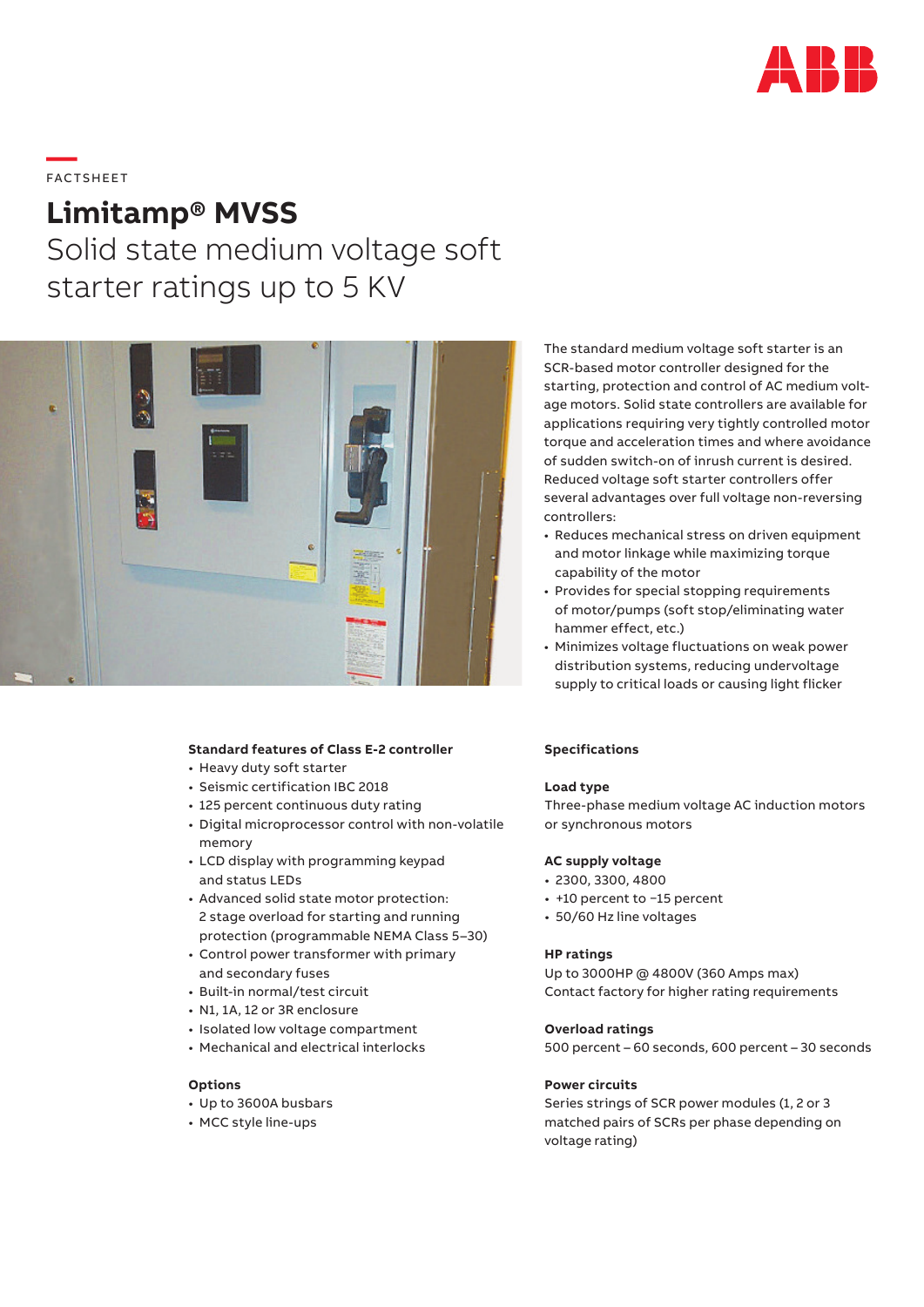FACTSHEET

# Limitamp® MVSS

## Solid state medium voltage soft starter ratings up to 5 KV

The standard medium voltage soft starter is an SCR-based motor controller designed for the starting, protection and control of AC medium voltage motors. Solid state controllers are available for applications requiring very tightly controlled motor torque and acceleration times and where avoidance of sudden switch-on of inrush current is desired. Reduced voltage soft starter controllers offer several advantages over full voltage non-reversing controllers:

- Reduces mechanical stress on driven equipment and motor linkage while maximizing torque capability of the motor
- Provides for special stopping requirements of motor/pumps (soft stop/eliminating water hammer effect, etc.)
- Minimizes voltage fluctuations on weak power distribution systems, reducing undervoltage supply to critical loads or causing light flicker

**Standard features of Class E-2 controller**

- Heavy duty soft starter
- Seismic certification IBC 2018
- 125 percent continuous duty rating
- Digital microprocessor control with non-volatile memory
- LCD display with programming keypad and status LEDs
- Advanced solid state motor protection: 2 stage overload for starting and running protection (programmable NEMA Class 5–30)
- Control power transformer with primary and secondary fuses
- Built-in normal/test circuit
- N1, 1A, 12 or 3R enclosure
- Isolated low voltage compartment
- Mechanical and electrical interlocks

**Options**

- Up to 3600A busbars
- MCC style line-ups

**Specifications**

**Load type**
Three-phase medium voltage AC induction motors or synchronous motors

**AC supply voltage**

- 2300, 3300, 4800
- +10 percent to −15 percent
- 50/60 Hz line voltages

**HP ratings**
Up to 3000HP @ 4800V (360 Amps max)
Contact factory for higher rating requirements

**Overload ratings**
500 percent – 60 seconds, 600 percent – 30 seconds

**Power circuits**
Series strings of SCR power modules (1, 2 or 3 matched pairs of SCRs per phase depending on voltage rating)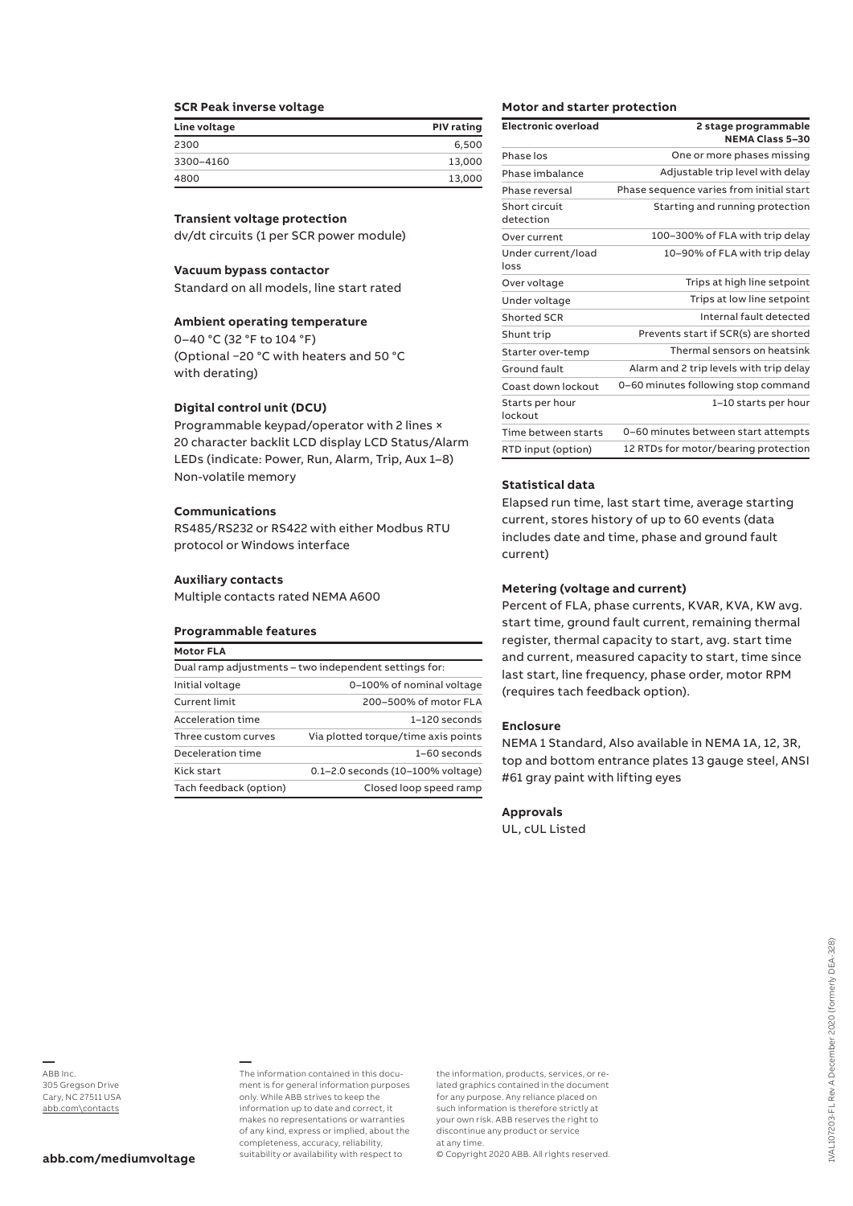#### SCR Peak inverse voltage

| Line voltage | PIV rating |
| --- | --- |
| 2300 | 6,500 |
| 3300–4160 | 13,000 |
| 4800 | 13,000 |

#### Transient voltage protection

dv/dt circuits (1 per SCR power module)

#### Vacuum bypass contactor

Standard on all models, line start rated

#### Ambient operating temperature

0–40 °C (32 °F to 104 °F)
(Optional −20 °C with heaters and 50 °C with derating)

#### Digital control unit (DCU)

Programmable keypad/operator with 2 lines × 20 character backlit LCD display LCD Status/Alarm LEDs (indicate: Power, Run, Alarm, Trip, Aux 1–8)
Non-volatile memory

#### Communications

RS485/RS232 or RS422 with either Modbus RTU protocol or Windows interface

#### Auxiliary contacts

Multiple contacts rated NEMA A600

#### Programmable features

| Motor FLA | |
| --- | --- |
| Dual ramp adjustments – two independent settings for: | |
| Initial voltage | 0–100% of nominal voltage |
| Current limit | 200–500% of motor FLA |
| Acceleration time | 1–120 seconds |
| Three custom curves | Via plotted torque/time axis points |
| Deceleration time | 1–60 seconds |
| Kick start | 0.1–2.0 seconds (10–100% voltage) |
| Tach feedback (option) | Closed loop speed ramp |

#### Motor and starter protection

| Electronic overload | 2 stage programmable NEMA Class 5–30 |
| --- | --- |
| Phase los | One or more phases missing |
| Phase imbalance | Adjustable trip level with delay |
| Phase reversal | Phase sequence varies from initial start |
| Short circuit detection | Starting and running protection |
| Over current | 100–300% of FLA with trip delay |
| Under current/load loss | 10–90% of FLA with trip delay |
| Over voltage | Trips at high line setpoint |
| Under voltage | Trips at low line setpoint |
| Shorted SCR | Internal fault detected |
| Shunt trip | Prevents start if SCR(s) are shorted |
| Starter over-temp | Thermal sensors on heatsink |
| Ground fault | Alarm and 2 trip levels with trip delay |
| Coast down lockout | 0–60 minutes following stop command |
| Starts per hour lockout | 1–10 starts per hour |
| Time between starts | 0–60 minutes between start attempts |
| RTD input (option) | 12 RTDs for motor/bearing protection |

#### Statistical data

Elapsed run time, last start time, average starting current, stores history of up to 60 events (data includes date and time, phase and ground fault current)

#### Metering (voltage and current)

Percent of FLA, phase currents, KVAR, KVA, KW avg. start time, ground fault current, remaining thermal register, thermal capacity to start, avg. start time and current, measured capacity to start, time since last start, line frequency, phase order, motor RPM (requires tach feedback option).

#### Enclosure

NEMA 1 Standard, Also available in NEMA 1A, 12, 3R, top and bottom entrance plates 13 gauge steel, ANSI #61 gray paint with lifting eyes

#### Approvals

UL, cUL Listed

ABB Inc.
305 Gregson Drive
Cary, NC 27511 USA
abb.com\contacts

**abb.com/mediumvoltage**

The information contained in this document is for general information purposes only. While ABB strives to keep the information up to date and correct, it makes no representations or warranties of any kind, express or implied, about the completeness, accuracy, reliability, suitability or availability with respect to the information, products, services, or related graphics contained in the document for any purpose. Any reliance placed on such information is therefore strictly at your own risk. ABB reserves the right to discontinue any product or service at any time.
© Copyright 2020 ABB. All rights reserved.

1VAL107203-FL Rev A December 2020 (formerly DEA-328)